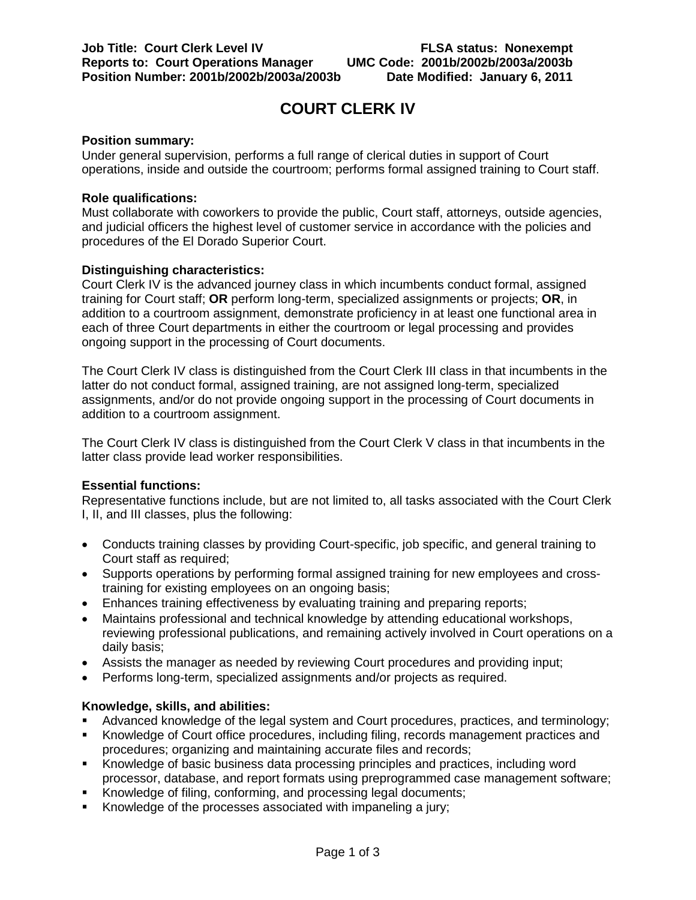**Job Title: Court Clerk Level IV** **FLSA status: Nonexempt**
**Reports to: Court Operations Manager** **UMC Code: 2001b/2002b/2003a/2003b**
**Position Number: 2001b/2002b/2003a/2003b** **Date Modified: January 6, 2011**

# COURT CLERK IV

**Position summary:**
Under general supervision, performs a full range of clerical duties in support of Court operations, inside and outside the courtroom; performs formal assigned training to Court staff.

**Role qualifications:**
Must collaborate with coworkers to provide the public, Court staff, attorneys, outside agencies, and judicial officers the highest level of customer service in accordance with the policies and procedures of the El Dorado Superior Court.

**Distinguishing characteristics:**
Court Clerk IV is the advanced journey class in which incumbents conduct formal, assigned training for Court staff; **OR** perform long-term, specialized assignments or projects; **OR**, in addition to a courtroom assignment, demonstrate proficiency in at least one functional area in each of three Court departments in either the courtroom or legal processing and provides ongoing support in the processing of Court documents.

The Court Clerk IV class is distinguished from the Court Clerk III class in that incumbents in the latter do not conduct formal, assigned training, are not assigned long-term, specialized assignments, and/or do not provide ongoing support in the processing of Court documents in addition to a courtroom assignment.

The Court Clerk IV class is distinguished from the Court Clerk V class in that incumbents in the latter class provide lead worker responsibilities.

**Essential functions:**
Representative functions include, but are not limited to, all tasks associated with the Court Clerk I, II, and III classes, plus the following:

- Conducts training classes by providing Court-specific, job specific, and general training to Court staff as required;
- Supports operations by performing formal assigned training for new employees and cross-training for existing employees on an ongoing basis;
- Enhances training effectiveness by evaluating training and preparing reports;
- Maintains professional and technical knowledge by attending educational workshops, reviewing professional publications, and remaining actively involved in Court operations on a daily basis;
- Assists the manager as needed by reviewing Court procedures and providing input;
- Performs long-term, specialized assignments and/or projects as required.

**Knowledge, skills, and abilities:**
- Advanced knowledge of the legal system and Court procedures, practices, and terminology;
- Knowledge of Court office procedures, including filing, records management practices and procedures; organizing and maintaining accurate files and records;
- Knowledge of basic business data processing principles and practices, including word processor, database, and report formats using preprogrammed case management software;
- Knowledge of filing, conforming, and processing legal documents;
- Knowledge of the processes associated with impaneling a jury;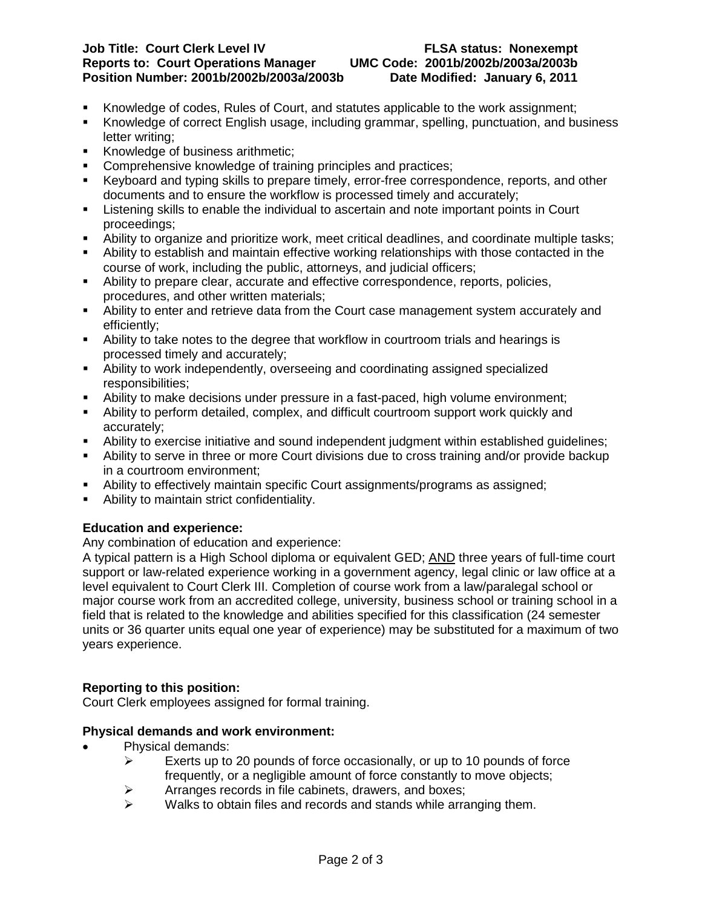- Knowledge of codes, Rules of Court, and statutes applicable to the work assignment;
- Knowledge of correct English usage, including grammar, spelling, punctuation, and business letter writing;
- Knowledge of business arithmetic;
- Comprehensive knowledge of training principles and practices;
- Keyboard and typing skills to prepare timely, error-free correspondence, reports, and other documents and to ensure the workflow is processed timely and accurately;
- Listening skills to enable the individual to ascertain and note important points in Court proceedings;
- Ability to organize and prioritize work, meet critical deadlines, and coordinate multiple tasks;
- Ability to establish and maintain effective working relationships with those contacted in the course of work, including the public, attorneys, and judicial officers;
- Ability to prepare clear, accurate and effective correspondence, reports, policies, procedures, and other written materials;
- Ability to enter and retrieve data from the Court case management system accurately and efficiently;
- Ability to take notes to the degree that workflow in courtroom trials and hearings is processed timely and accurately;
- Ability to work independently, overseeing and coordinating assigned specialized responsibilities;
- Ability to make decisions under pressure in a fast-paced, high volume environment;
- Ability to perform detailed, complex, and difficult courtroom support work quickly and accurately;
- Ability to exercise initiative and sound independent judgment within established guidelines;
- Ability to serve in three or more Court divisions due to cross training and/or provide backup in a courtroom environment;
- Ability to effectively maintain specific Court assignments/programs as assigned;
- Ability to maintain strict confidentiality.

**Education and experience:**

Any combination of education and experience:
A typical pattern is a High School diploma or equivalent GED; AND three years of full-time court support or law-related experience working in a government agency, legal clinic or law office at a level equivalent to Court Clerk III. Completion of course work from a law/paralegal school or major course work from an accredited college, university, business school or training school in a field that is related to the knowledge and abilities specified for this classification (24 semester units or 36 quarter units equal one year of experience) may be substituted for a maximum of two years experience.

**Reporting to this position:**

Court Clerk employees assigned for formal training.

**Physical demands and work environment:**

- Physical demands:
  - Exerts up to 20 pounds of force occasionally, or up to 10 pounds of force frequently, or a negligible amount of force constantly to move objects;
  - Arranges records in file cabinets, drawers, and boxes;
  - Walks to obtain files and records and stands while arranging them.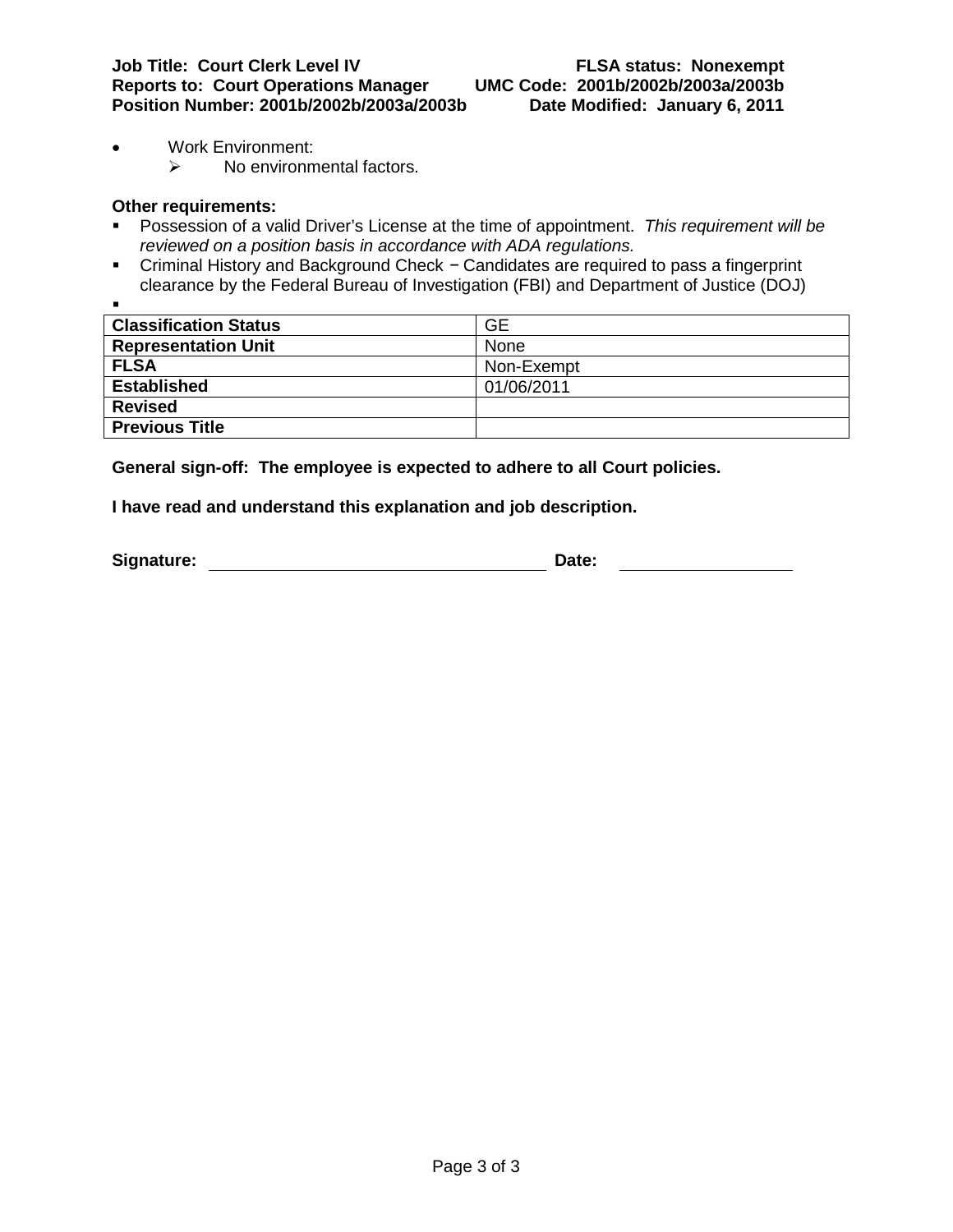- Work Environment:
  - No environmental factors.

**Other requirements:**

- Possession of a valid Driver's License at the time of appointment. *This requirement will be reviewed on a position basis in accordance with ADA regulations.*
- Criminal History and Background Check − Candidates are required to pass a fingerprint clearance by the Federal Bureau of Investigation (FBI) and Department of Justice (DOJ)

| | |
|---|---|
| **Classification Status** | GE |
| **Representation Unit** | None |
| **FLSA** | Non-Exempt |
| **Established** | 01/06/2011 |
| **Revised** | |
| **Previous Title** | |

**General sign-off: The employee is expected to adhere to all Court policies.**

**I have read and understand this explanation and job description.**

**Signature:** ________________________________ **Date:** ________________